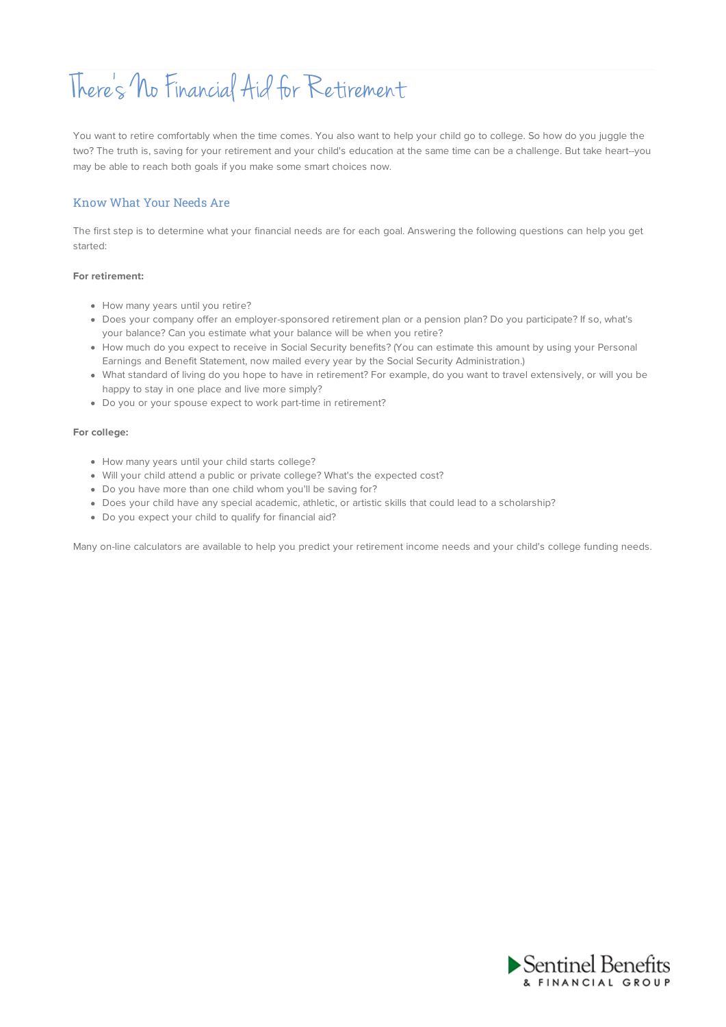# There's No Financial Aid for Retirement

You want to retire comfortably when the time comes. You also want to help your child go to college. So how do you juggle the two? The truth is, saving for your retirement and your child's education at the same time can be a challenge. But take heart--you may be able to reach both goals if you make some smart choices now.

## Know What Your Needs Are

The first step is to determine what your financial needs are for each goal. Answering the following questions can help you get started:

**For retirement:**

- How many years until you retire?
- Does your company offer an employer-sponsored retirement plan or a pension plan? Do you participate? If so, what's your balance? Can you estimate what your balance will be when you retire?
- How much do you expect to receive in Social Security benefits? (You can estimate this amount by using your Personal Earnings and Benefit Statement, now mailed every year by the Social Security Administration.)
- What standard of living do you hope to have in retirement? For example, do you want to travel extensively, or will you be happy to stay in one place and live more simply?
- Do you or your spouse expect to work part-time in retirement?

**For college:**

- How many years until your child starts college?
- Will your child attend a public or private college? What's the expected cost?
- Do you have more than one child whom you'll be saving for?
- Does your child have any special academic, athletic, or artistic skills that could lead to a scholarship?
- Do you expect your child to qualify for financial aid?

Many on-line calculators are available to help you predict your retirement income needs and your child's college funding needs.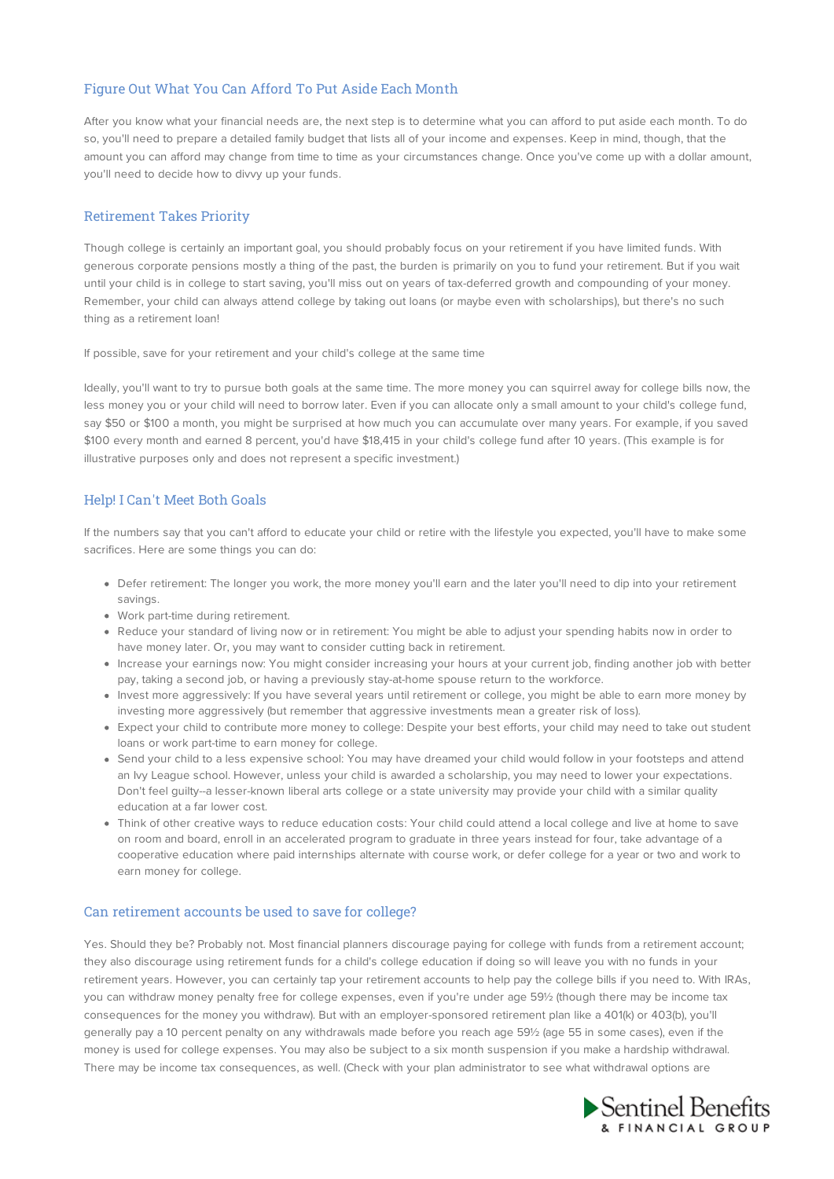## Figure Out What You Can Afford To Put Aside Each Month

After you know what your financial needs are, the next step is to determine what you can afford to put aside each month. To do so, you'll need to prepare a detailed family budget that lists all of your income and expenses. Keep in mind, though, that the amount you can afford may change from time to time as your circumstances change. Once you've come up with a dollar amount, you'll need to decide how to divvy up your funds.

## Retirement Takes Priority

Though college is certainly an important goal, you should probably focus on your retirement if you have limited funds. With generous corporate pensions mostly a thing of the past, the burden is primarily on you to fund your retirement. But if you wait until your child is in college to start saving, you'll miss out on years of tax-deferred growth and compounding of your money. Remember, your child can always attend college by taking out loans (or maybe even with scholarships), but there's no such thing as a retirement loan!

If possible, save for your retirement and your child's college at the same time

Ideally, you'll want to try to pursue both goals at the same time. The more money you can squirrel away for college bills now, the less money you or your child will need to borrow later. Even if you can allocate only a small amount to your child's college fund, say $50 or $100 a month, you might be surprised at how much you can accumulate over many years. For example, if you saved $100 every month and earned 8 percent, you'd have $18,415 in your child's college fund after 10 years. (This example is for illustrative purposes only and does not represent a specific investment.)

## Help! I Can't Meet Both Goals

If the numbers say that you can't afford to educate your child or retire with the lifestyle you expected, you'll have to make some sacrifices. Here are some things you can do:

- Defer retirement: The longer you work, the more money you'll earn and the later you'll need to dip into your retirement savings.
- Work part-time during retirement.
- Reduce your standard of living now or in retirement: You might be able to adjust your spending habits now in order to have money later. Or, you may want to consider cutting back in retirement.
- Increase your earnings now: You might consider increasing your hours at your current job, finding another job with better pay, taking a second job, or having a previously stay-at-home spouse return to the workforce.
- Invest more aggressively: If you have several years until retirement or college, you might be able to earn more money by investing more aggressively (but remember that aggressive investments mean a greater risk of loss).
- Expect your child to contribute more money to college: Despite your best efforts, your child may need to take out student loans or work part-time to earn money for college.
- Send your child to a less expensive school: You may have dreamed your child would follow in your footsteps and attend an Ivy League school. However, unless your child is awarded a scholarship, you may need to lower your expectations. Don't feel guilty--a lesser-known liberal arts college or a state university may provide your child with a similar quality education at a far lower cost.
- Think of other creative ways to reduce education costs: Your child could attend a local college and live at home to save on room and board, enroll in an accelerated program to graduate in three years instead for four, take advantage of a cooperative education where paid internships alternate with course work, or defer college for a year or two and work to earn money for college.

## Can retirement accounts be used to save for college?

Yes. Should they be? Probably not. Most financial planners discourage paying for college with funds from a retirement account; they also discourage using retirement funds for a child's college education if doing so will leave you with no funds in your retirement years. However, you can certainly tap your retirement accounts to help pay the college bills if you need to. With IRAs, you can withdraw money penalty free for college expenses, even if you're under age 59½ (though there may be income tax consequences for the money you withdraw). But with an employer-sponsored retirement plan like a 401(k) or 403(b), you'll generally pay a 10 percent penalty on any withdrawals made before you reach age 59½ (age 55 in some cases), even if the money is used for college expenses. You may also be subject to a six month suspension if you make a hardship withdrawal. There may be income tax consequences, as well. (Check with your plan administrator to see what withdrawal options are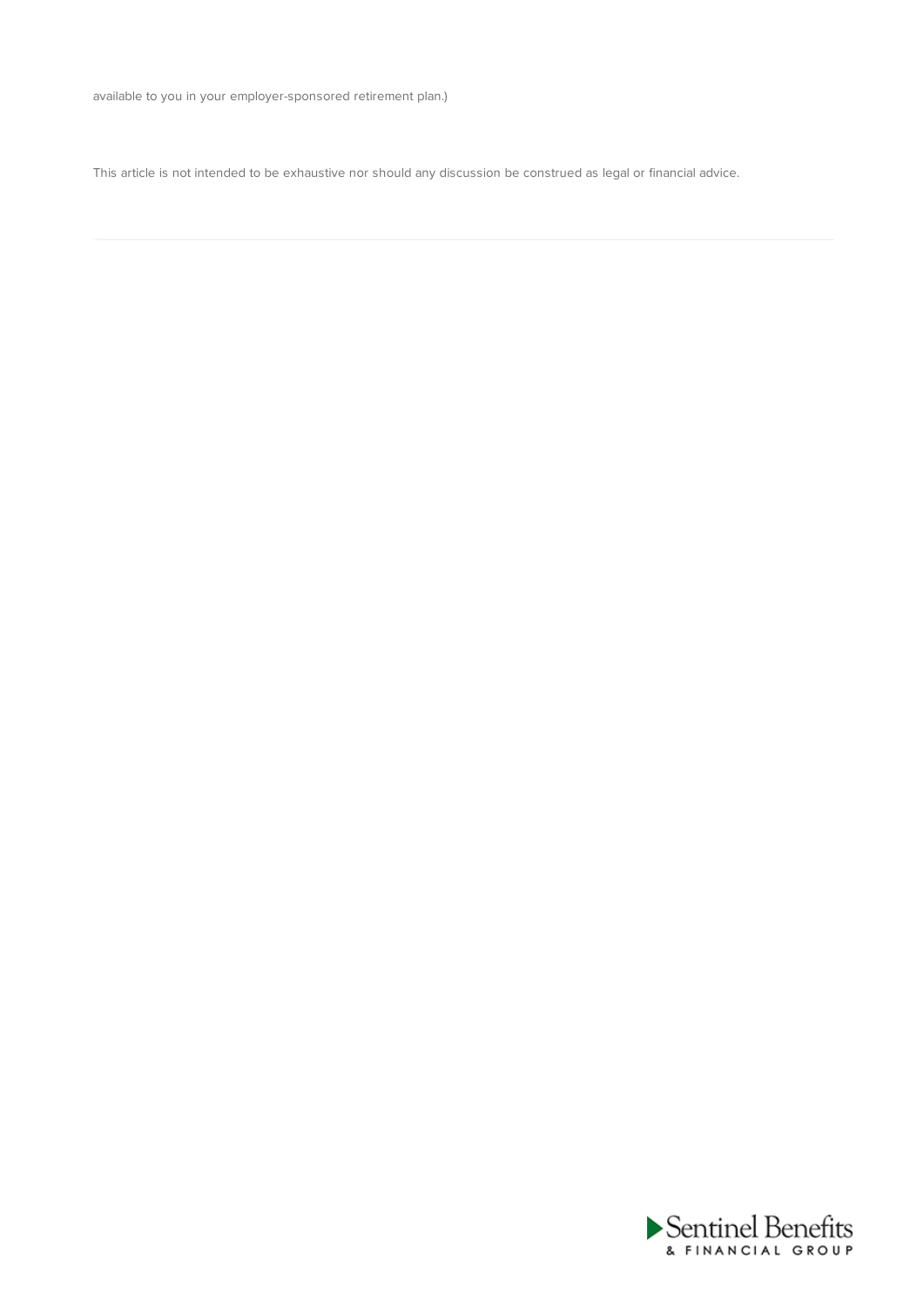available to you in your employer-sponsored retirement plan.)

This article is not intended to be exhaustive nor should any discussion be construed as legal or financial advice.

---

Sentinel Benefits & Financial Group